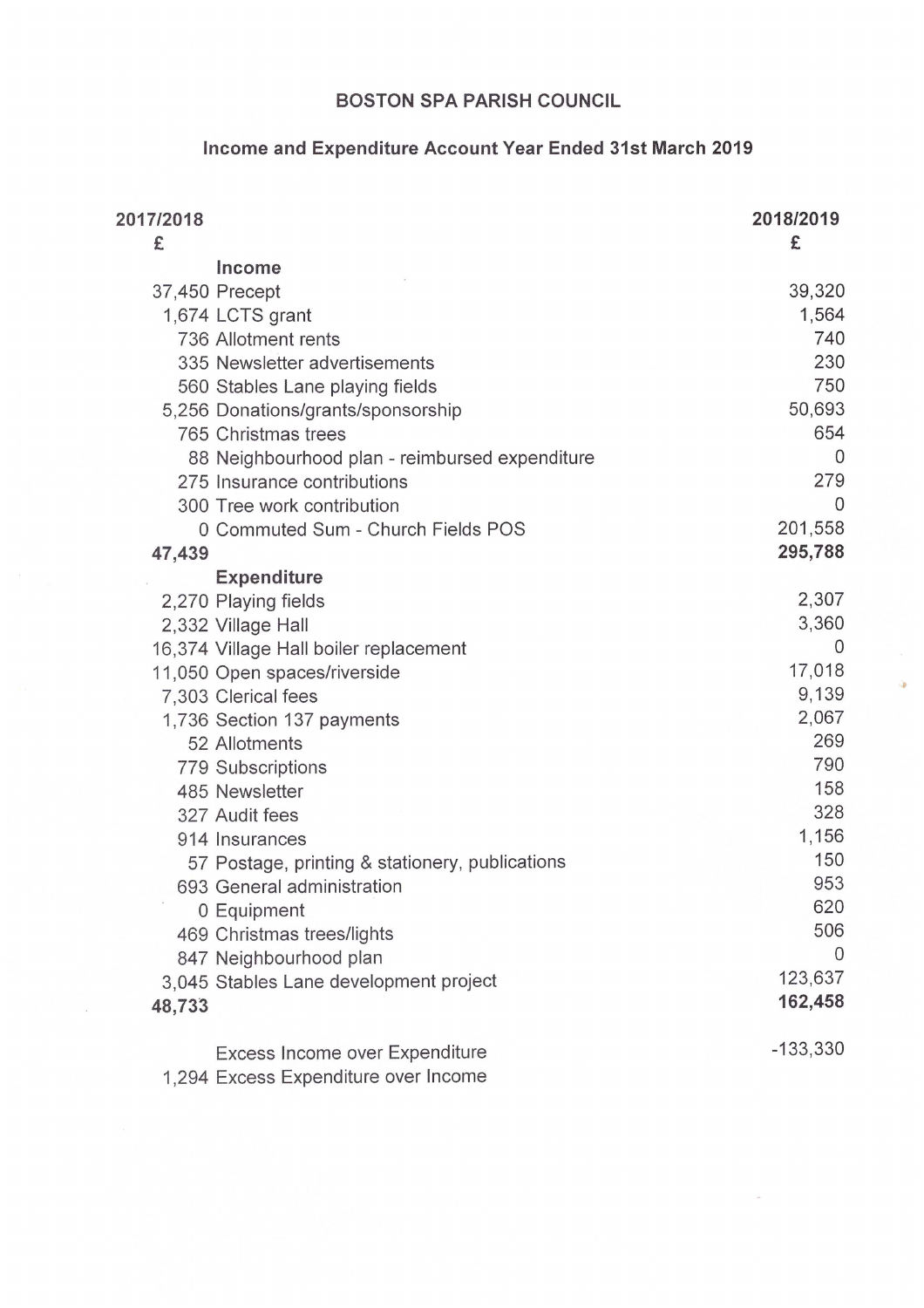# BOSTON SPA PARISH COUNCIL

## Income and Expenditure Account Year Ended 31st March 2019

| 2017/2018 £ | | 2018/2019 £ |
|---|---|---|
| | **Income** | |
| 37,450 | Precept | 39,320 |
| 1,674 | LCTS grant | 1,564 |
| 736 | Allotment rents | 740 |
| 335 | Newsletter advertisements | 230 |
| 560 | Stables Lane playing fields | 750 |
| 5,256 | Donations/grants/sponsorship | 50,693 |
| 765 | Christmas trees | 654 |
| 88 | Neighbourhood plan - reimbursed expenditure | 0 |
| 275 | Insurance contributions | 279 |
| 300 | Tree work contribution | 0 |
| 0 | Commuted Sum - Church Fields POS | 201,558 |
| **47,439** | | **295,788** |
| | **Expenditure** | |
| 2,270 | Playing fields | 2,307 |
| 2,332 | Village Hall | 3,360 |
| 16,374 | Village Hall boiler replacement | 0 |
| 11,050 | Open spaces/riverside | 17,018 |
| 7,303 | Clerical fees | 9,139 |
| 1,736 | Section 137 payments | 2,067 |
| 52 | Allotments | 269 |
| 779 | Subscriptions | 790 |
| 485 | Newsletter | 158 |
| 327 | Audit fees | 328 |
| 914 | Insurances | 1,156 |
| 57 | Postage, printing & stationery, publications | 150 |
| 693 | General administration | 953 |
| 0 | Equipment | 620 |
| 469 | Christmas trees/lights | 506 |
| 847 | Neighbourhood plan | 0 |
| 3,045 | Stables Lane development project | 123,637 |
| **48,733** | | **162,458** |
| | | |
| | Excess Income over Expenditure | -133,330 |
| 1,294 | Excess Expenditure over Income | |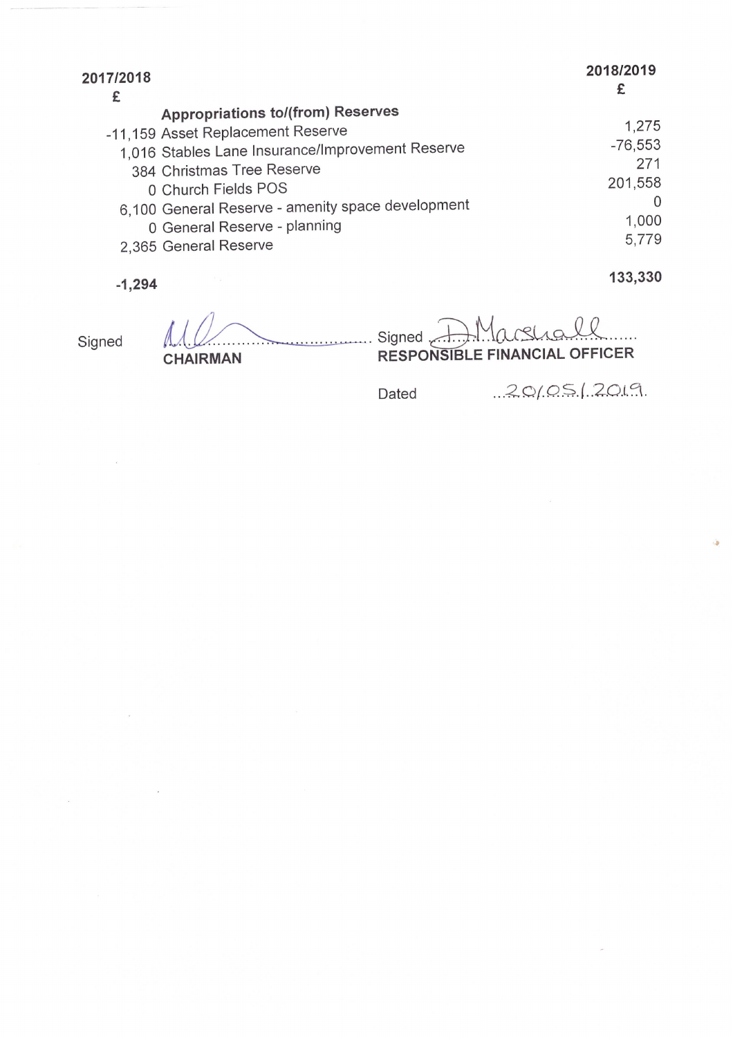| 2017/2018 £ | | 2018/2019 £ |
|---|---|---|
| | **Appropriations to/(from) Reserves** | |
| -11,159 | Asset Replacement Reserve | 1,275 |
| 1,016 | Stables Lane Insurance/Improvement Reserve | -76,553 |
| 384 | Christmas Tree Reserve | 271 |
| 0 | Church Fields POS | 201,558 |
| 6,100 | General Reserve - amenity space development | 0 |
| 0 | General Reserve - planning | 1,000 |
| 2,365 | General Reserve | 5,779 |
| **-1,294** | | **133,330** |

Signed ............................................ **CHAIRMAN**

Signed D Marshall ...... **RESPONSIBLE FINANCIAL OFFICER**

Dated ...20/05/2019.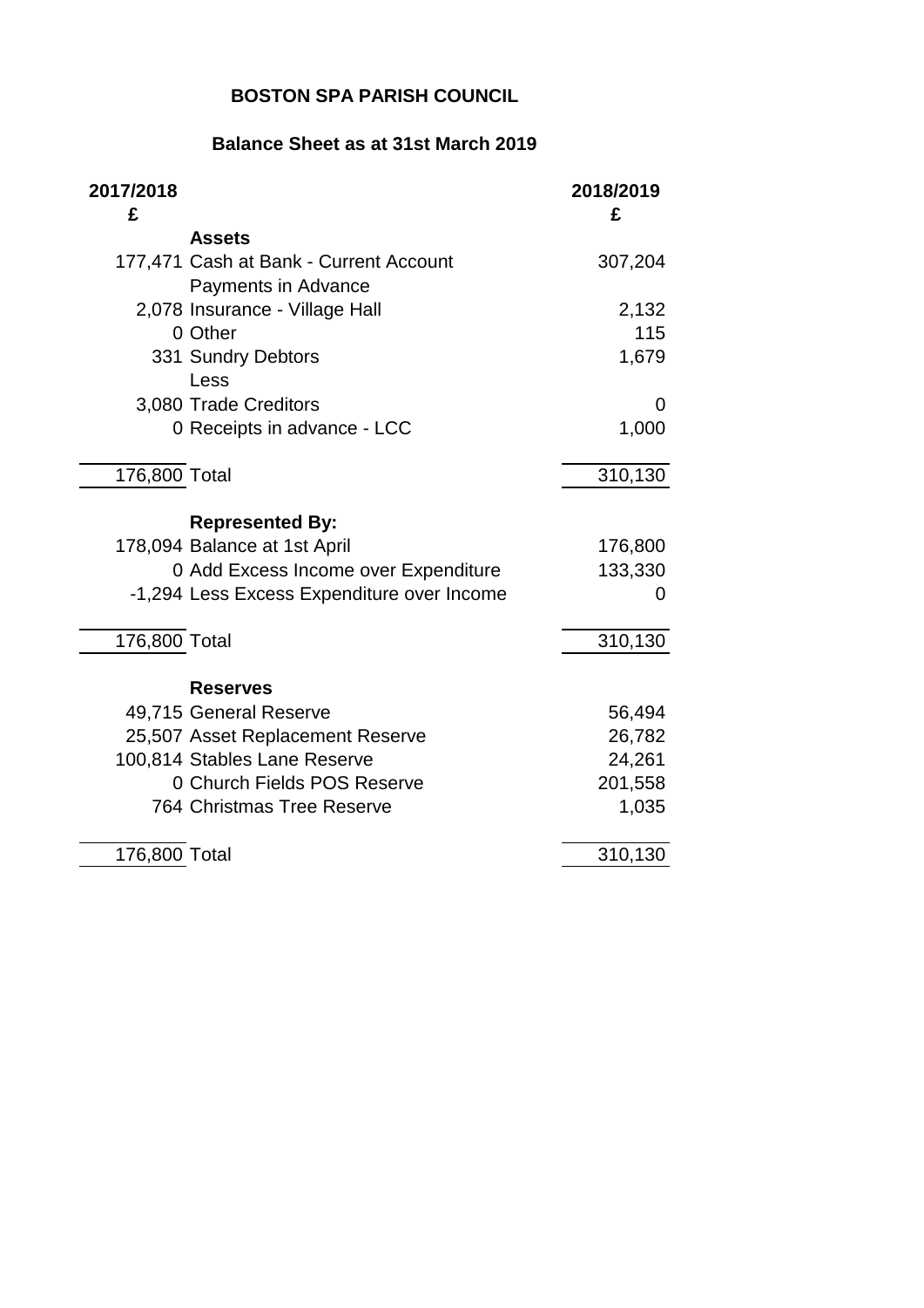# BOSTON SPA PARISH COUNCIL

## Balance Sheet as at 31st March 2019

| 2017/2018 £ | | 2018/2019 £ |
|---|---|---|
| | **Assets** | |
| 177,471 | Cash at Bank - Current Account | 307,204 |
| | Payments in Advance | |
| 2,078 | Insurance - Village Hall | 2,132 |
| 0 | Other | 115 |
| 331 | Sundry Debtors | 1,679 |
| | Less | |
| 3,080 | Trade Creditors | 0 |
| 0 | Receipts in advance - LCC | 1,000 |
| 176,800 | Total | 310,130 |
| | **Represented By:** | |
| 178,094 | Balance at 1st April | 176,800 |
| 0 | Add Excess Income over Expenditure | 133,330 |
| -1,294 | Less Excess Expenditure over Income | 0 |
| 176,800 | Total | 310,130 |
| | **Reserves** | |
| 49,715 | General Reserve | 56,494 |
| 25,507 | Asset Replacement Reserve | 26,782 |
| 100,814 | Stables Lane Reserve | 24,261 |
| 0 | Church Fields POS Reserve | 201,558 |
| 764 | Christmas Tree Reserve | 1,035 |
| 176,800 | Total | 310,130 |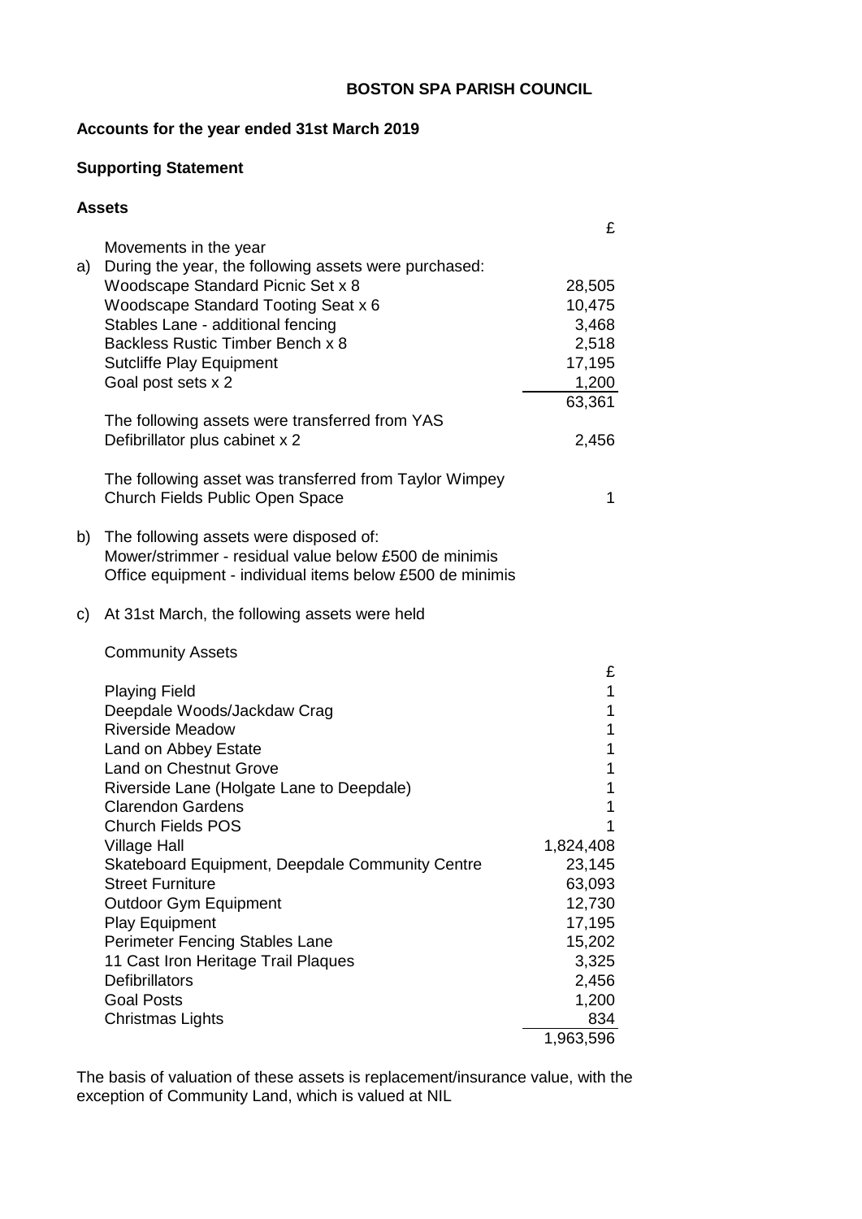**BOSTON SPA PARISH COUNCIL**

**Accounts for the year ended 31st March 2019**

**Supporting Statement**

**Assets**

| | | £ |
|---|---|---|
| | Movements in the year | |
| a) | During the year, the following assets were purchased: | |
| | Woodscape Standard Picnic Set x 8 | 28,505 |
| | Woodscape Standard Tooting Seat x 6 | 10,475 |
| | Stables Lane - additional fencing | 3,468 |
| | Backless Rustic Timber Bench x 8 | 2,518 |
| | Sutcliffe Play Equipment | 17,195 |
| | Goal post sets x 2 | 1,200 |
| | | 63,361 |
| | The following assets were transferred from YAS | |
| | Defibrillator plus cabinet x 2 | 2,456 |
| | The following asset was transferred from Taylor Wimpey | |
| | Church Fields Public Open Space | 1 |

b) The following assets were disposed of:
Mower/strimmer - residual value below £500 de minimis
Office equipment - individual items below £500 de minimis

c) At 31st March, the following assets were held

Community Assets

| | £ |
|---|---|
| Playing Field | 1 |
| Deepdale Woods/Jackdaw Crag | 1 |
| Riverside Meadow | 1 |
| Land on Abbey Estate | 1 |
| Land on Chestnut Grove | 1 |
| Riverside Lane (Holgate Lane to Deepdale) | 1 |
| Clarendon Gardens | 1 |
| Church Fields POS | 1 |
| Village Hall | 1,824,408 |
| Skateboard Equipment, Deepdale Community Centre | 23,145 |
| Street Furniture | 63,093 |
| Outdoor Gym Equipment | 12,730 |
| Play Equipment | 17,195 |
| Perimeter Fencing Stables Lane | 15,202 |
| 11 Cast Iron Heritage Trail Plaques | 3,325 |
| Defibrillators | 2,456 |
| Goal Posts | 1,200 |
| Christmas Lights | 834 |
| | 1,963,596 |

The basis of valuation of these assets is replacement/insurance value, with the exception of Community Land, which is valued at NIL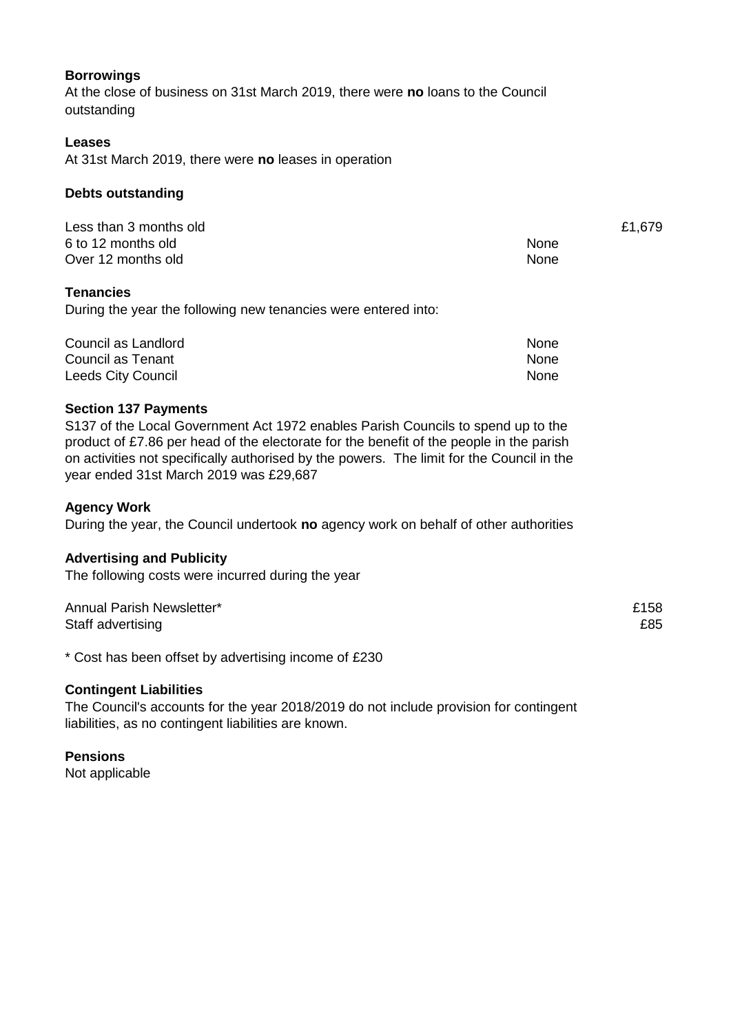**Borrowings**

At the close of business on 31st March 2019, there were **no** loans to the Council outstanding

**Leases**

At 31st March 2019, there were **no** leases in operation

**Debts outstanding**

| | | |
|---|---|---|
| Less than 3 months old | | £1,679 |
| 6 to 12 months old | None | |
| Over 12 months old | None | |

**Tenancies**

During the year the following new tenancies were entered into:

| | |
|---|---|
| Council as Landlord | None |
| Council as Tenant | None |
| Leeds City Council | None |

**Section 137 Payments**

S137 of the Local Government Act 1972 enables Parish Councils to spend up to the product of £7.86 per head of the electorate for the benefit of the people in the parish on activities not specifically authorised by the powers. The limit for the Council in the year ended 31st March 2019 was £29,687

**Agency Work**

During the year, the Council undertook **no** agency work on behalf of other authorities

**Advertising and Publicity**

The following costs were incurred during the year

| | |
|---|---|
| Annual Parish Newsletter* | £158 |
| Staff advertising | £85 |

* Cost has been offset by advertising income of £230

**Contingent Liabilities**

The Council's accounts for the year 2018/2019 do not include provision for contingent liabilities, as no contingent liabilities are known.

**Pensions**

Not applicable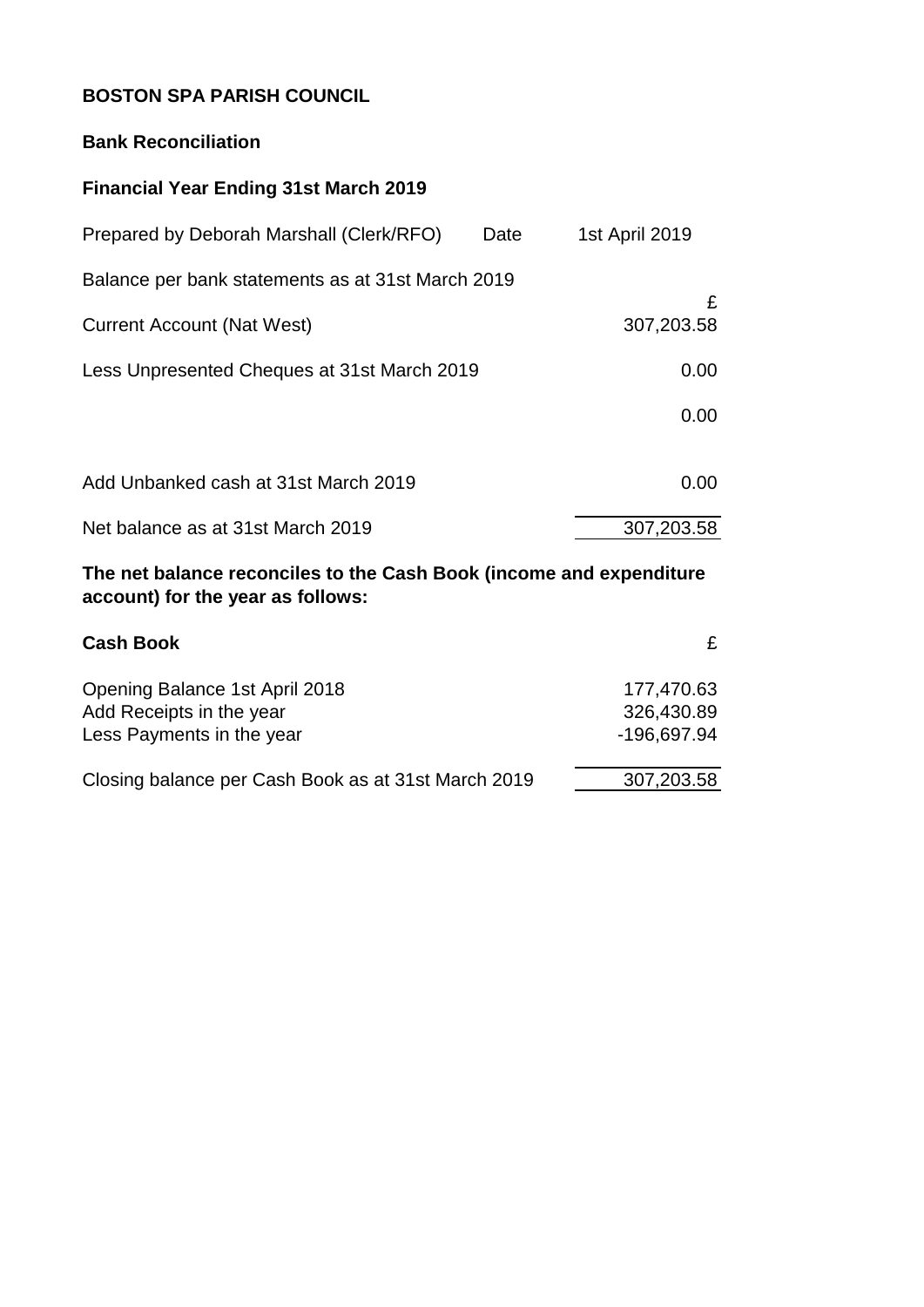**BOSTON SPA PARISH COUNCIL**

**Bank Reconciliation**

**Financial Year Ending 31st March 2019**

| | | |
|---|---|---|
| Prepared by Deborah Marshall (Clerk/RFO) | Date | 1st April 2019 |

| | |
|---|---|
| Balance per bank statements as at 31st March 2019 | £ |
| Current Account (Nat West) | 307,203.58 |
| Less Unpresented Cheques at 31st March 2019 | 0.00 |
| | 0.00 |
| Add Unbanked cash at 31st March 2019 | 0.00 |
| Net balance as at 31st March 2019 | 307,203.58 |

**The net balance reconciles to the Cash Book (income and expenditure account) for the year as follows:**

| **Cash Book** | £ |
|---|---|
| Opening Balance 1st April 2018 | 177,470.63 |
| Add Receipts in the year | 326,430.89 |
| Less Payments in the year | -196,697.94 |
| Closing balance per Cash Book as at 31st March 2019 | 307,203.58 |